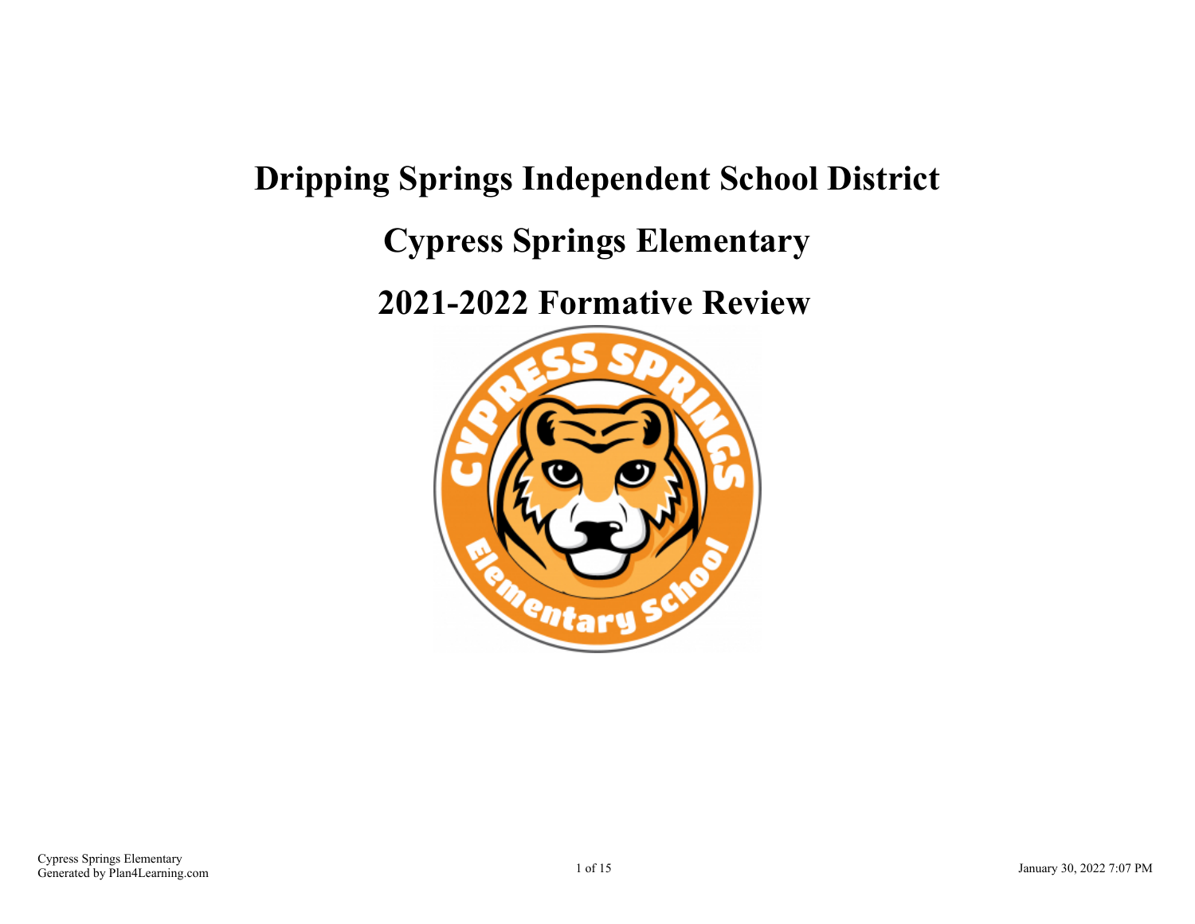# Dripping Springs Independent School District

# Cypress Springs Elementary

# 2021-2022 Formative Review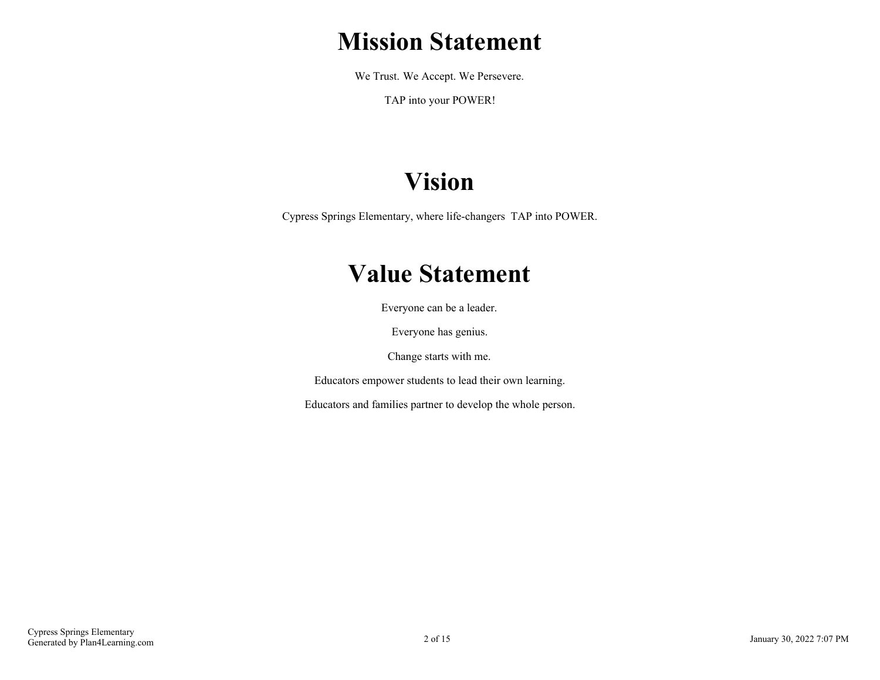# Mission Statement

We Trust. We Accept. We Persevere.

TAP into your POWER!

# Vision

Cypress Springs Elementary, where life-changers TAP into POWER.

# Value Statement

Everyone can be a leader.

Everyone has genius.

Change starts with me.

Educators empower students to lead their own learning.

Educators and families partner to develop the whole person.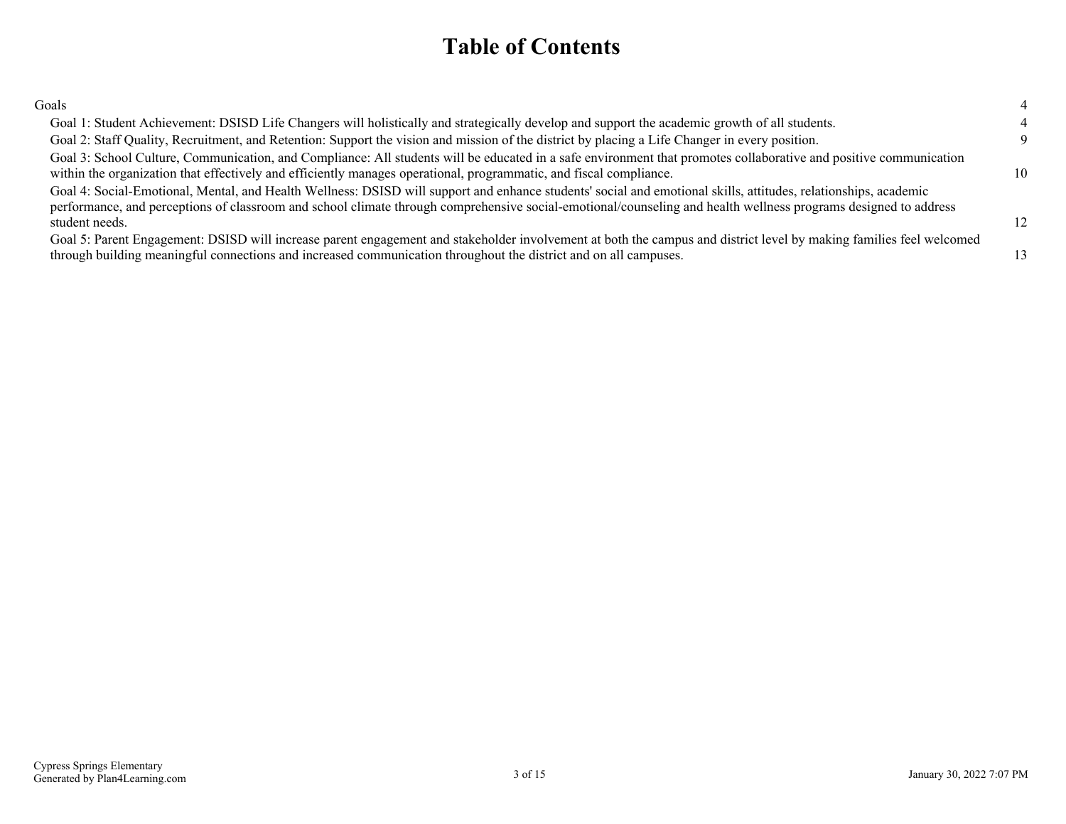# Table of Contents

Goals 4

- Goal 1: Student Achievement: DSISD Life Changers will holistically and strategically develop and support the academic growth of all students. 4
- Goal 2: Staff Quality, Recruitment, and Retention: Support the vision and mission of the district by placing a Life Changer in every position. 9
- Goal 3: School Culture, Communication, and Compliance: All students will be educated in a safe environment that promotes collaborative and positive communication within the organization that effectively and efficiently manages operational, programmatic, and fiscal compliance. 10
- Goal 4: Social-Emotional, Mental, and Health Wellness: DSISD will support and enhance students' social and emotional skills, attitudes, relationships, academic performance, and perceptions of classroom and school climate through comprehensive social-emotional/counseling and health wellness programs designed to address student needs. 12
- Goal 5: Parent Engagement: DSISD will increase parent engagement and stakeholder involvement at both the campus and district level by making families feel welcomed through building meaningful connections and increased communication throughout the district and on all campuses. 13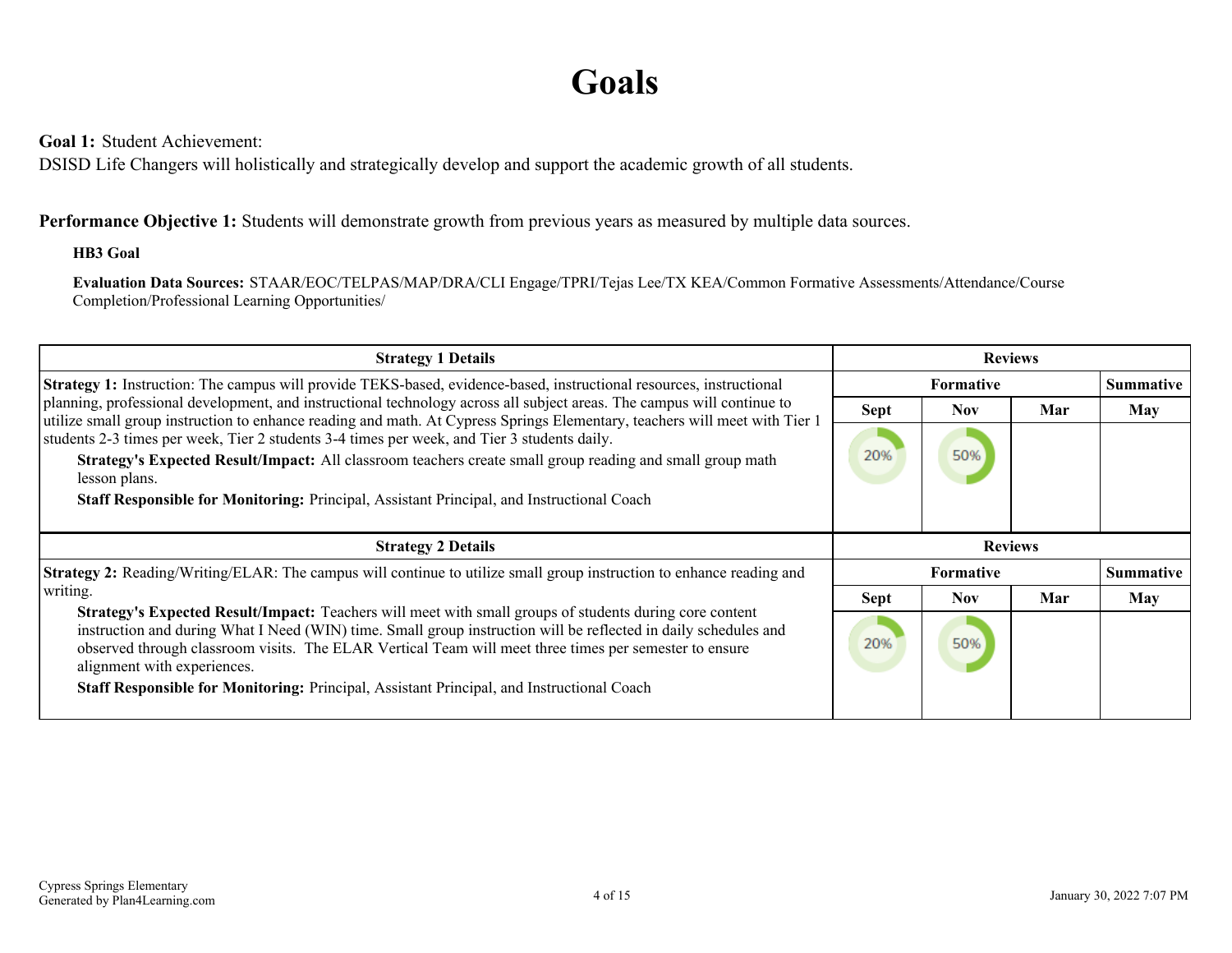# Goals

**Goal 1:** Student Achievement:
DSISD Life Changers will holistically and strategically develop and support the academic growth of all students.

**Performance Objective 1:** Students will demonstrate growth from previous years as measured by multiple data sources.

**HB3 Goal**

**Evaluation Data Sources:** STAAR/EOC/TELPAS/MAP/DRA/CLI Engage/TPRI/Tejas Lee/TX KEA/Common Formative Assessments/Attendance/Course Completion/Professional Learning Opportunities/

| Strategy 1 Details | Reviews | | | |
|---|---|---|---|---|
| | Formative | | | Summative |
| | Sept | Nov | Mar | May |
| **Strategy 1:** Instruction: The campus will provide TEKS-based, evidence-based, instructional resources, instructional planning, professional development, and instructional technology across all subject areas. The campus will continue to utilize small group instruction to enhance reading and math. At Cypress Springs Elementary, teachers will meet with Tier 1 students 2-3 times per week, Tier 2 students 3-4 times per week, and Tier 3 students daily.<br>**Strategy's Expected Result/Impact:** All classroom teachers create small group reading and small group math lesson plans.<br>**Staff Responsible for Monitoring:** Principal, Assistant Principal, and Instructional Coach | 20% | 50% | | |

| Strategy 2 Details | Reviews | | | |
|---|---|---|---|---|
| | Formative | | | Summative |
| | Sept | Nov | Mar | May |
| **Strategy 2:** Reading/Writing/ELAR: The campus will continue to utilize small group instruction to enhance reading and writing.<br>**Strategy's Expected Result/Impact:** Teachers will meet with small groups of students during core content instruction and during What I Need (WIN) time. Small group instruction will be reflected in daily schedules and observed through classroom visits. The ELAR Vertical Team will meet three times per semester to ensure alignment with experiences.<br>**Staff Responsible for Monitoring:** Principal, Assistant Principal, and Instructional Coach | 20% | 50% | | |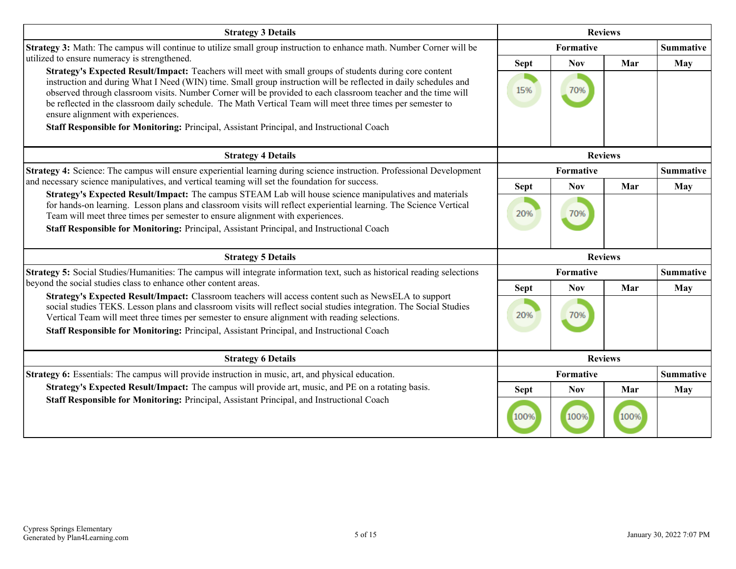| Strategy 3 Details | Reviews | | | |
|---|---|---|---|---|
| **Strategy 3:** Math: The campus will continue to utilize small group instruction to enhance math. Number Corner will be utilized to ensure numeracy is strengthened. | Formative | | | Summative |
| **Strategy's Expected Result/Impact:** Teachers will meet with small groups of students during core content instruction and during What I Need (WIN) time. Small group instruction will be reflected in daily schedules and observed through classroom visits. Number Corner will be provided to each classroom teacher and the time will be reflected in the classroom daily schedule. The Math Vertical Team will meet three times per semester to ensure alignment with experiences. **Staff Responsible for Monitoring:** Principal, Assistant Principal, and Instructional Coach | Sept | Nov | Mar | May |
| | 15% | 70% | | |

| Strategy 4 Details | Reviews | | | |
|---|---|---|---|---|
| **Strategy 4:** Science: The campus will ensure experiential learning during science instruction. Professional Development and necessary science manipulatives, and vertical teaming will set the foundation for success. | Formative | | | Summative |
| **Strategy's Expected Result/Impact:** The campus STEAM Lab will house science manipulatives and materials for hands-on learning. Lesson plans and classroom visits will reflect experiential learning. The Science Vertical Team will meet three times per semester to ensure alignment with experiences. **Staff Responsible for Monitoring:** Principal, Assistant Principal, and Instructional Coach | Sept | Nov | Mar | May |
| | 20% | 70% | | |

| Strategy 5 Details | Reviews | | | |
|---|---|---|---|---|
| **Strategy 5:** Social Studies/Humanities: The campus will integrate information text, such as historical reading selections beyond the social studies class to enhance other content areas. | Formative | | | Summative |
| **Strategy's Expected Result/Impact:** Classroom teachers will access content such as NewsELA to support social studies TEKS. Lesson plans and classroom visits will reflect social studies integration. The Social Studies Vertical Team will meet three times per semester to ensure alignment with reading selections. **Staff Responsible for Monitoring:** Principal, Assistant Principal, and Instructional Coach | Sept | Nov | Mar | May |
| | 20% | 70% | | |

| Strategy 6 Details | Reviews | | | |
|---|---|---|---|---|
| **Strategy 6:** Essentials: The campus will provide instruction in music, art, and physical education. | Formative | | | Summative |
| **Strategy's Expected Result/Impact:** The campus will provide art, music, and PE on a rotating basis. **Staff Responsible for Monitoring:** Principal, Assistant Principal, and Instructional Coach | Sept | Nov | Mar | May |
| | 100% | 100% | 100% | |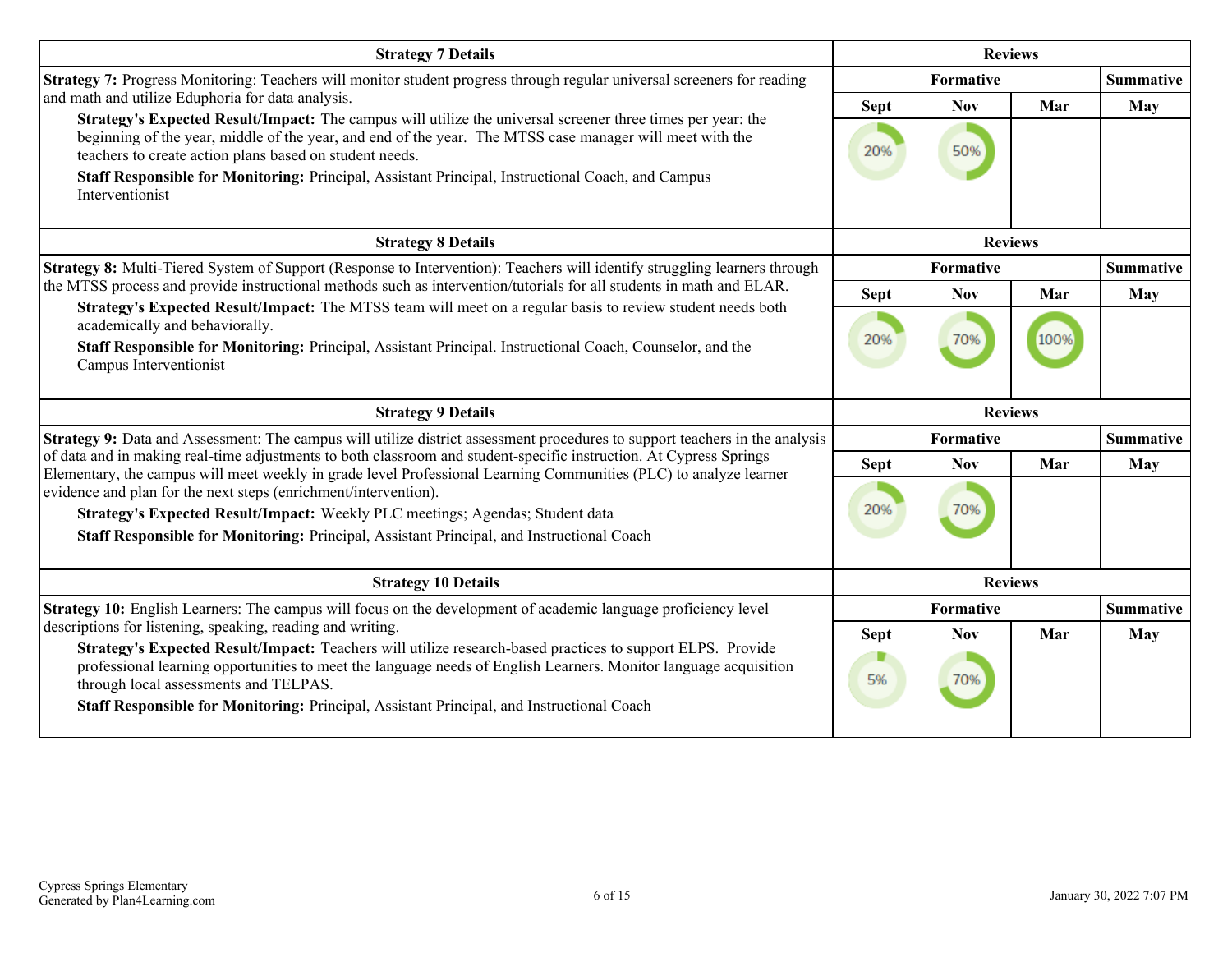| Strategy 7 Details | Reviews | | | |
|---|---|---|---|---|
| **Strategy 7:** Progress Monitoring: Teachers will monitor student progress through regular universal screeners for reading and math and utilize Eduphoria for data analysis. | Formative | | | Summative |
| **Strategy's Expected Result/Impact:** The campus will utilize the universal screener three times per year: the beginning of the year, middle of the year, and end of the year. The MTSS case manager will meet with the teachers to create action plans based on student needs. **Staff Responsible for Monitoring:** Principal, Assistant Principal, Instructional Coach, and Campus Interventionist | Sept | Nov | Mar | May |
| | 20% | 50% | | |

| Strategy 8 Details | Reviews | | | |
|---|---|---|---|---|
| **Strategy 8:** Multi-Tiered System of Support (Response to Intervention): Teachers will identify struggling learners through the MTSS process and provide instructional methods such as intervention/tutorials for all students in math and ELAR. | Formative | | | Summative |
| **Strategy's Expected Result/Impact:** The MTSS team will meet on a regular basis to review student needs both academically and behaviorally. **Staff Responsible for Monitoring:** Principal, Assistant Principal. Instructional Coach, Counselor, and the Campus Interventionist | Sept | Nov | Mar | May |
| | 20% | 70% | 100% | |

| Strategy 9 Details | Reviews | | | |
|---|---|---|---|---|
| **Strategy 9:** Data and Assessment: The campus will utilize district assessment procedures to support teachers in the analysis of data and in making real-time adjustments to both classroom and student-specific instruction. At Cypress Springs Elementary, the campus will meet weekly in grade level Professional Learning Communities (PLC) to analyze learner evidence and plan for the next steps (enrichment/intervention). | Formative | | | Summative |
| **Strategy's Expected Result/Impact:** Weekly PLC meetings; Agendas; Student data **Staff Responsible for Monitoring:** Principal, Assistant Principal, and Instructional Coach | Sept | Nov | Mar | May |
| | 20% | 70% | | |

| Strategy 10 Details | Reviews | | | |
|---|---|---|---|---|
| **Strategy 10:** English Learners: The campus will focus on the development of academic language proficiency level descriptions for listening, speaking, reading and writing. | Formative | | | Summative |
| **Strategy's Expected Result/Impact:** Teachers will utilize research-based practices to support ELPS. Provide professional learning opportunities to meet the language needs of English Learners. Monitor language acquisition through local assessments and TELPAS. **Staff Responsible for Monitoring:** Principal, Assistant Principal, and Instructional Coach | Sept | Nov | Mar | May |
| | 5% | 70% | | |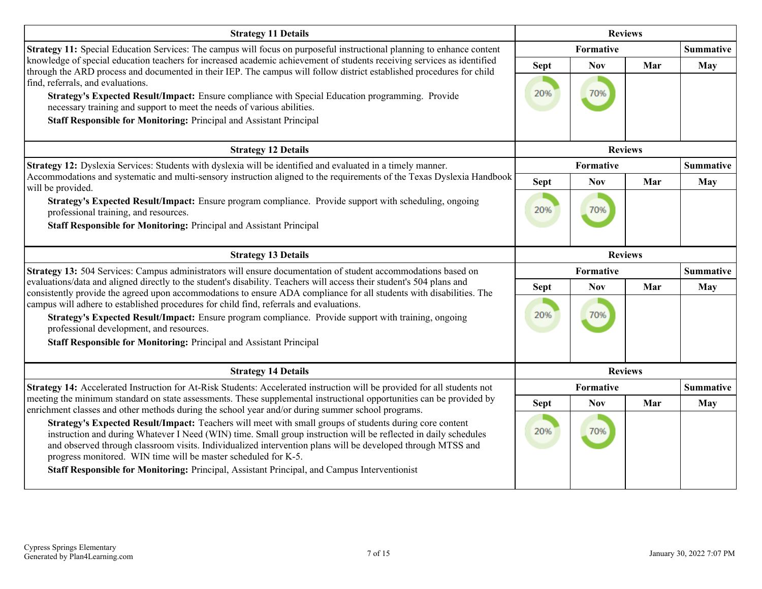| Strategy 11 Details | Reviews | | | |
|---|---|---|---|---|
| **Strategy 11:** Special Education Services: The campus will focus on purposeful instructional planning to enhance content knowledge of special education teachers for increased academic achievement of students receiving services as identified through the ARD process and documented in their IEP. The campus will follow district established procedures for child find, referrals, and evaluations. | Formative | | | Summative |
| **Strategy's Expected Result/Impact:** Ensure compliance with Special Education programming. Provide necessary training and support to meet the needs of various abilities. **Staff Responsible for Monitoring:** Principal and Assistant Principal | Sept | Nov | Mar | May |
| | 20% | 70% | | |

| Strategy 12 Details | Reviews | | | |
|---|---|---|---|---|
| **Strategy 12:** Dyslexia Services: Students with dyslexia will be identified and evaluated in a timely manner. Accommodations and systematic and multi-sensory instruction aligned to the requirements of the Texas Dyslexia Handbook will be provided. | Formative | | | Summative |
| **Strategy's Expected Result/Impact:** Ensure program compliance. Provide support with scheduling, ongoing professional training, and resources. **Staff Responsible for Monitoring:** Principal and Assistant Principal | Sept | Nov | Mar | May |
| | 20% | 70% | | |

| Strategy 13 Details | Reviews | | | |
|---|---|---|---|---|
| **Strategy 13:** 504 Services: Campus administrators will ensure documentation of student accommodations based on evaluations/data and aligned directly to the student's disability. Teachers will access their student's 504 plans and consistently provide the agreed upon accommodations to ensure ADA compliance for all students with disabilities. The campus will adhere to established procedures for child find, referrals and evaluations. | Formative | | | Summative |
| **Strategy's Expected Result/Impact:** Ensure program compliance. Provide support with training, ongoing professional development, and resources. **Staff Responsible for Monitoring:** Principal and Assistant Principal | Sept | Nov | Mar | May |
| | 20% | 70% | | |

| Strategy 14 Details | Reviews | | | |
|---|---|---|---|---|
| **Strategy 14:** Accelerated Instruction for At-Risk Students: Accelerated instruction will be provided for all students not meeting the minimum standard on state assessments. These supplemental instructional opportunities can be provided by enrichment classes and other methods during the school year and/or during summer school programs. | Formative | | | Summative |
| **Strategy's Expected Result/Impact:** Teachers will meet with small groups of students during core content instruction and during Whatever I Need (WIN) time. Small group instruction will be reflected in daily schedules and observed through classroom visits. Individualized intervention plans will be developed through MTSS and progress monitored. WIN time will be master scheduled for K-5. **Staff Responsible for Monitoring:** Principal, Assistant Principal, and Campus Interventionist | Sept | Nov | Mar | May |
| | 20% | 70% | | |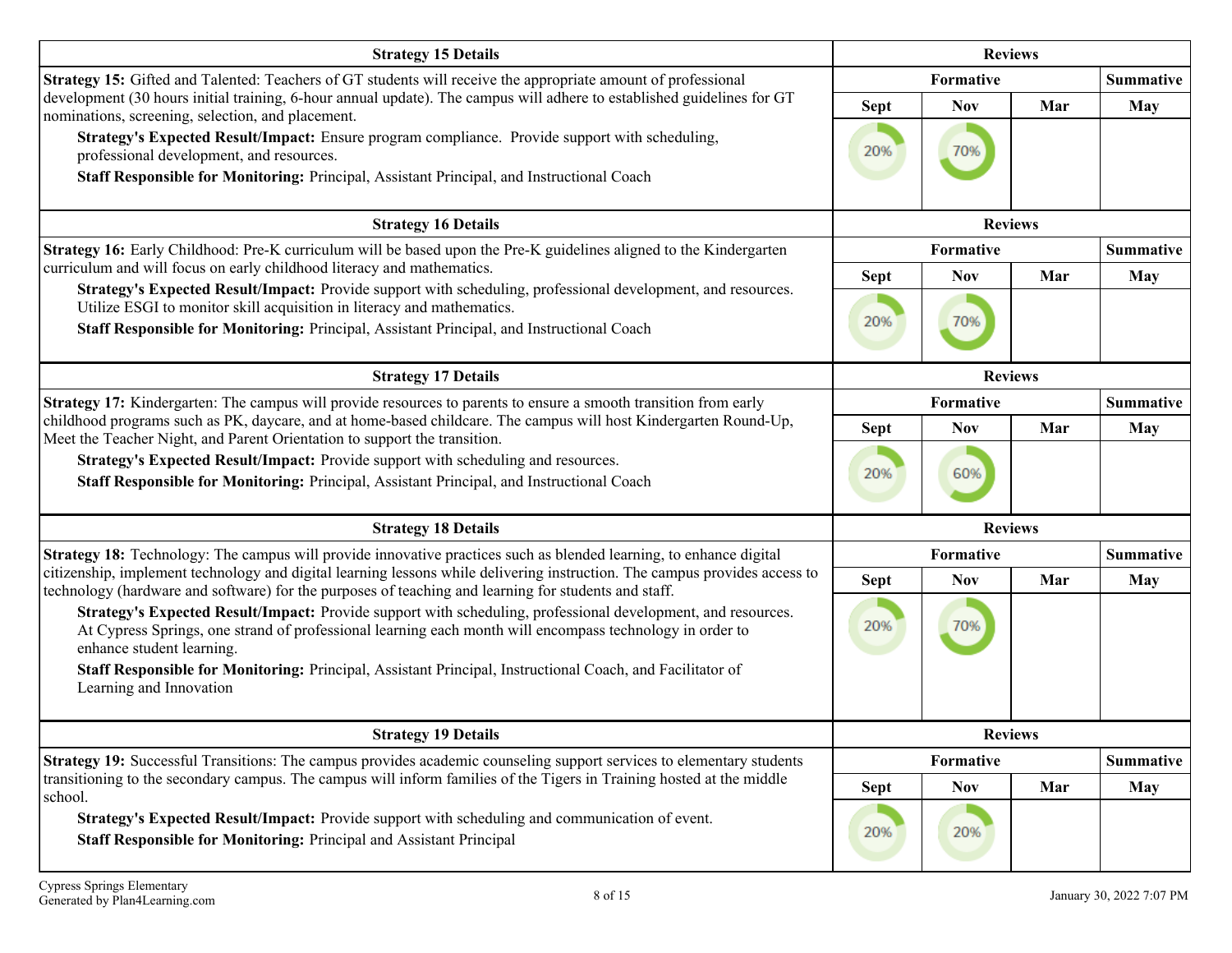| Strategy 15 Details | Reviews | | | |
|---|---|---|---|---|
| | Formative | | | Summative |
| | Sept | Nov | Mar | May |
| **Strategy 15:** Gifted and Talented: Teachers of GT students will receive the appropriate amount of professional development (30 hours initial training, 6-hour annual update). The campus will adhere to established guidelines for GT nominations, screening, selection, and placement.<br>**Strategy's Expected Result/Impact:** Ensure program compliance. Provide support with scheduling, professional development, and resources.<br>**Staff Responsible for Monitoring:** Principal, Assistant Principal, and Instructional Coach | 20% | 70% | | |

| Strategy 16 Details | Reviews | | | |
|---|---|---|---|---|
| | Formative | | | Summative |
| | Sept | Nov | Mar | May |
| **Strategy 16:** Early Childhood: Pre-K curriculum will be based upon the Pre-K guidelines aligned to the Kindergarten curriculum and will focus on early childhood literacy and mathematics.<br>**Strategy's Expected Result/Impact:** Provide support with scheduling, professional development, and resources. Utilize ESGI to monitor skill acquisition in literacy and mathematics.<br>**Staff Responsible for Monitoring:** Principal, Assistant Principal, and Instructional Coach | 20% | 70% | | |

| Strategy 17 Details | Reviews | | | |
|---|---|---|---|---|
| | Formative | | | Summative |
| | Sept | Nov | Mar | May |
| **Strategy 17:** Kindergarten: The campus will provide resources to parents to ensure a smooth transition from early childhood programs such as PK, daycare, and at home-based childcare. The campus will host Kindergarten Round-Up, Meet the Teacher Night, and Parent Orientation to support the transition.<br>**Strategy's Expected Result/Impact:** Provide support with scheduling and resources.<br>**Staff Responsible for Monitoring:** Principal, Assistant Principal, and Instructional Coach | 20% | 60% | | |

| Strategy 18 Details | Reviews | | | |
|---|---|---|---|---|
| | Formative | | | Summative |
| | Sept | Nov | Mar | May |
| **Strategy 18:** Technology: The campus will provide innovative practices such as blended learning, to enhance digital citizenship, implement technology and digital learning lessons while delivering instruction. The campus provides access to technology (hardware and software) for the purposes of teaching and learning for students and staff.<br>**Strategy's Expected Result/Impact:** Provide support with scheduling, professional development, and resources. At Cypress Springs, one strand of professional learning each month will encompass technology in order to enhance student learning.<br>**Staff Responsible for Monitoring:** Principal, Assistant Principal, Instructional Coach, and Facilitator of Learning and Innovation | 20% | 70% | | |

| Strategy 19 Details | Reviews | | | |
|---|---|---|---|---|
| | Formative | | | Summative |
| | Sept | Nov | Mar | May |
| **Strategy 19:** Successful Transitions: The campus provides academic counseling support services to elementary students transitioning to the secondary campus. The campus will inform families of the Tigers in Training hosted at the middle school.<br>**Strategy's Expected Result/Impact:** Provide support with scheduling and communication of event.<br>**Staff Responsible for Monitoring:** Principal and Assistant Principal | 20% | 20% | | |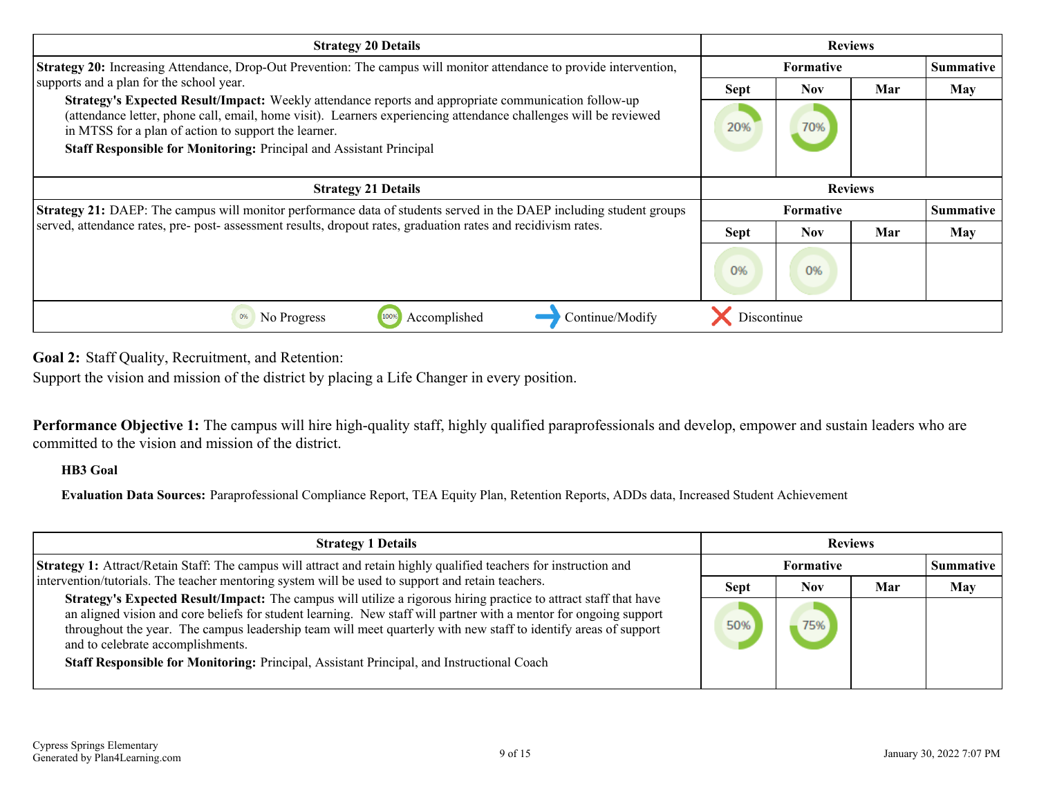| Strategy 20 Details | Reviews | | | |
|---|---|---|---|---|
| | Formative | | | Summative |
| **Strategy 20:** Increasing Attendance, Drop-Out Prevention: The campus will monitor attendance to provide intervention, supports and a plan for the school year.<br>**Strategy's Expected Result/Impact:** Weekly attendance reports and appropriate communication follow-up (attendance letter, phone call, email, home visit). Learners experiencing attendance challenges will be reviewed in MTSS for a plan of action to support the learner.<br>**Staff Responsible for Monitoring:** Principal and Assistant Principal | Sept | Nov | Mar | May |
| | 20% | 70% | | |

| Strategy 21 Details | Reviews | | | |
|---|---|---|---|---|
| | Formative | | | Summative |
| **Strategy 21:** DAEP: The campus will monitor performance data of students served in the DAEP including student groups served, attendance rates, pre- post- assessment results, dropout rates, graduation rates and recidivism rates. | Sept | Nov | Mar | May |
| | 0% | 0% | | |

0% No Progress | 100% Accomplished | Continue/Modify | Discontinue

**Goal 2:** Staff Quality, Recruitment, and Retention:
Support the vision and mission of the district by placing a Life Changer in every position.

**Performance Objective 1:** The campus will hire high-quality staff, highly qualified paraprofessionals and develop, empower and sustain leaders who are committed to the vision and mission of the district.

**HB3 Goal**

**Evaluation Data Sources:** Paraprofessional Compliance Report, TEA Equity Plan, Retention Reports, ADDs data, Increased Student Achievement

| Strategy 1 Details | Reviews | | | |
|---|---|---|---|---|
| | Formative | | | Summative |
| **Strategy 1:** Attract/Retain Staff: The campus will attract and retain highly qualified teachers for instruction and intervention/tutorials. The teacher mentoring system will be used to support and retain teachers.<br>**Strategy's Expected Result/Impact:** The campus will utilize a rigorous hiring practice to attract staff that have an aligned vision and core beliefs for student learning. New staff will partner with a mentor for ongoing support throughout the year. The campus leadership team will meet quarterly with new staff to identify areas of support and to celebrate accomplishments.<br>**Staff Responsible for Monitoring:** Principal, Assistant Principal, and Instructional Coach | Sept | Nov | Mar | May |
| | 50% | 75% | | |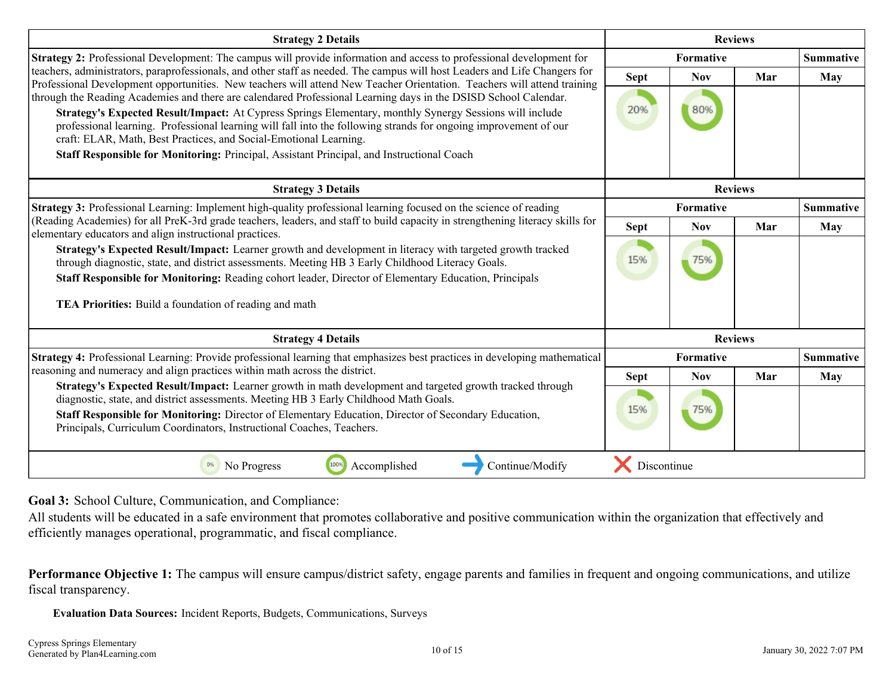| Strategy 2 Details | Reviews | | | |
|---|---|---|---|---|
| **Strategy 2:** Professional Development: The campus will provide information and access to professional development for teachers, administrators, paraprofessionals, and other staff as needed. The campus will host Leaders and Life Changers for Professional Development opportunities. New teachers will attend New Teacher Orientation. Teachers will attend training through the Reading Academies and there are calendared Professional Learning days in the DSISD School Calendar. | Formative | | | Summative |
| | Sept | Nov | Mar | May |
| **Strategy's Expected Result/Impact:** At Cypress Springs Elementary, monthly Synergy Sessions will include professional learning. Professional learning will fall into the following strands for ongoing improvement of our craft: ELAR, Math, Best Practices, and Social-Emotional Learning.<br>**Staff Responsible for Monitoring:** Principal, Assistant Principal, and Instructional Coach | 20% | 80% | | |

| Strategy 3 Details | Reviews | | | |
|---|---|---|---|---|
| **Strategy 3:** Professional Learning: Implement high-quality professional learning focused on the science of reading (Reading Academies) for all PreK-3rd grade teachers, leaders, and staff to build capacity in strengthening literacy skills for elementary educators and align instructional practices. | Formative | | | Summative |
| | Sept | Nov | Mar | May |
| **Strategy's Expected Result/Impact:** Learner growth and development in literacy with targeted growth tracked through diagnostic, state, and district assessments. Meeting HB 3 Early Childhood Literacy Goals.<br>**Staff Responsible for Monitoring:** Reading cohort leader, Director of Elementary Education, Principals<br><br>**TEA Priorities:** Build a foundation of reading and math | 15% | 75% | | |

| Strategy 4 Details | Reviews | | | |
|---|---|---|---|---|
| **Strategy 4:** Professional Learning: Provide professional learning that emphasizes best practices in developing mathematical reasoning and numeracy and align practices within math across the district. | Formative | | | Summative |
| | Sept | Nov | Mar | May |
| **Strategy's Expected Result/Impact:** Learner growth in math development and targeted growth tracked through diagnostic, state, and district assessments. Meeting HB 3 Early Childhood Math Goals.<br>**Staff Responsible for Monitoring:** Director of Elementary Education, Director of Secondary Education, Principals, Curriculum Coordinators, Instructional Coaches, Teachers. | 15% | 75% | | |

0% No Progress | 100% Accomplished | → Continue/Modify | ✗ Discontinue

**Goal 3:** School Culture, Communication, and Compliance:
All students will be educated in a safe environment that promotes collaborative and positive communication within the organization that effectively and efficiently manages operational, programmatic, and fiscal compliance.

**Performance Objective 1:** The campus will ensure campus/district safety, engage parents and families in frequent and ongoing communications, and utilize fiscal transparency.

**Evaluation Data Sources:** Incident Reports, Budgets, Communications, Surveys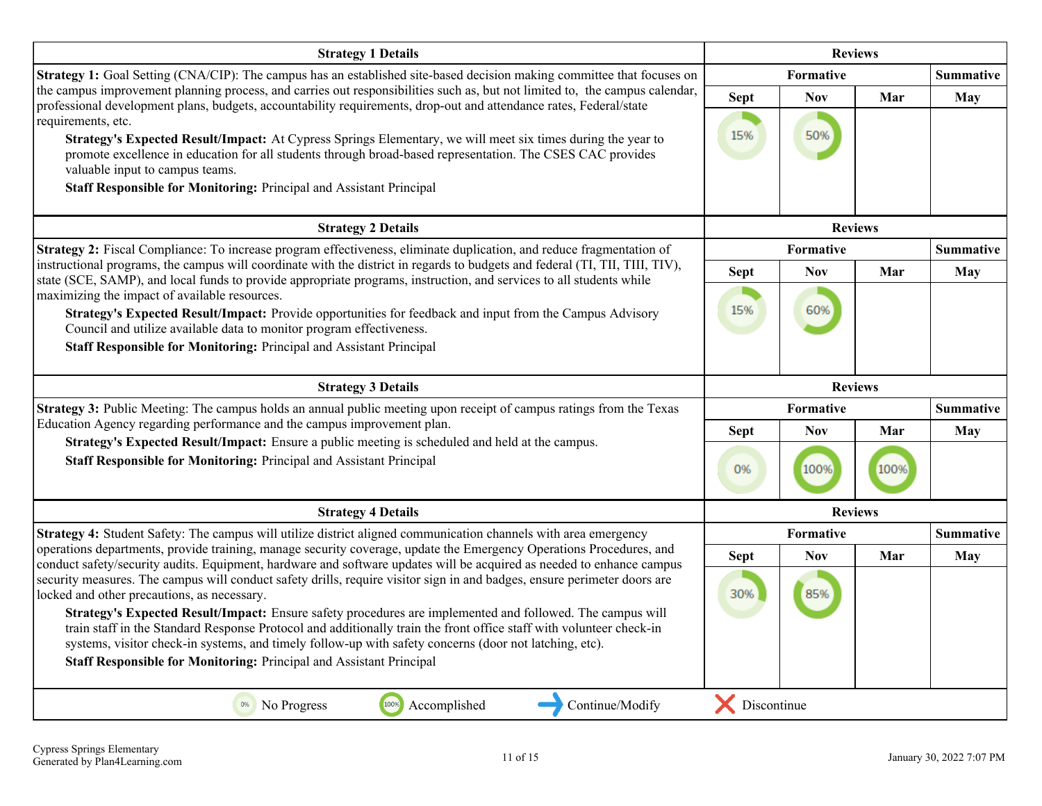| Strategy 1 Details | Reviews | | | |
|---|---|---|---|---|
| **Strategy 1:** Goal Setting (CNA/CIP): The campus has an established site-based decision making committee that focuses on the campus improvement planning process, and carries out responsibilities such as, but not limited to, the campus calendar, professional development plans, budgets, accountability requirements, drop-out and attendance rates, Federal/state requirements, etc. | Formative | | | Summative |
| **Strategy's Expected Result/Impact:** At Cypress Springs Elementary, we will meet six times during the year to promote excellence in education for all students through broad-based representation. The CSES CAC provides valuable input to campus teams. | Sept | Nov | Mar | May |
| **Staff Responsible for Monitoring:** Principal and Assistant Principal | 15% | 50% | | |

| Strategy 2 Details | Reviews | | | |
|---|---|---|---|---|
| **Strategy 2:** Fiscal Compliance: To increase program effectiveness, eliminate duplication, and reduce fragmentation of instructional programs, the campus will coordinate with the district in regards to budgets and federal (TI, TII, TIII, TIV), state (SCE, SAMP), and local funds to provide appropriate programs, instruction, and services to all students while maximizing the impact of available resources. | Formative | | | Summative |
| **Strategy's Expected Result/Impact:** Provide opportunities for feedback and input from the Campus Advisory Council and utilize available data to monitor program effectiveness. | Sept | Nov | Mar | May |
| **Staff Responsible for Monitoring:** Principal and Assistant Principal | 15% | 60% | | |

| Strategy 3 Details | Reviews | | | |
|---|---|---|---|---|
| **Strategy 3:** Public Meeting: The campus holds an annual public meeting upon receipt of campus ratings from the Texas Education Agency regarding performance and the campus improvement plan. | Formative | | | Summative |
| **Strategy's Expected Result/Impact:** Ensure a public meeting is scheduled and held at the campus. | Sept | Nov | Mar | May |
| **Staff Responsible for Monitoring:** Principal and Assistant Principal | 0% | 100% | 100% | |

| Strategy 4 Details | Reviews | | | |
|---|---|---|---|---|
| **Strategy 4:** Student Safety: The campus will utilize district aligned communication channels with area emergency operations departments, provide training, manage security coverage, update the Emergency Operations Procedures, and conduct safety/security audits. Equipment, hardware and software updates will be acquired as needed to enhance campus security measures. The campus will conduct safety drills, require visitor sign in and badges, ensure perimeter doors are locked and other precautions, as necessary. | Formative | | | Summative |
| **Strategy's Expected Result/Impact:** Ensure safety procedures are implemented and followed. The campus will train staff in the Standard Response Protocol and additionally train the front office staff with volunteer check-in systems, visitor check-in systems, and timely follow-up with safety concerns (door not latching, etc). | Sept | Nov | Mar | May |
| **Staff Responsible for Monitoring:** Principal and Assistant Principal | 30% | 85% | | |

0% No Progress | 100% Accomplished | → Continue/Modify | X Discontinue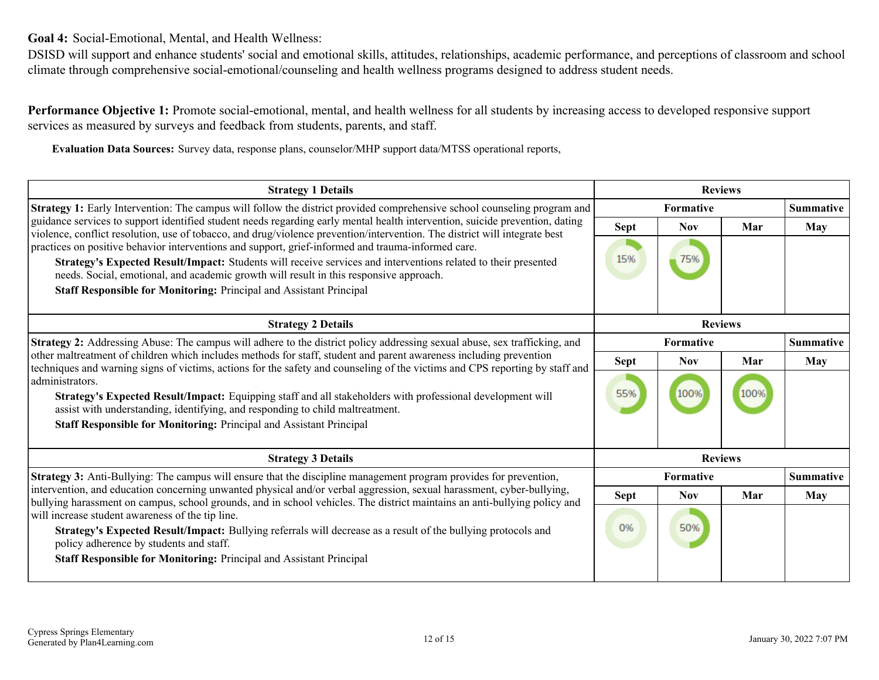**Goal 4:** Social-Emotional, Mental, and Health Wellness:

DSISD will support and enhance students' social and emotional skills, attitudes, relationships, academic performance, and perceptions of classroom and school climate through comprehensive social-emotional/counseling and health wellness programs designed to address student needs.

**Performance Objective 1:** Promote social-emotional, mental, and health wellness for all students by increasing access to developed responsive support services as measured by surveys and feedback from students, parents, and staff.

**Evaluation Data Sources:** Survey data, response plans, counselor/MHP support data/MTSS operational reports,

| Strategy 1 Details | Reviews | | | |
|---|---|---|---|---|
| | Formative | | | Summative |
| | Sept | Nov | Mar | May |
| **Strategy 1:** Early Intervention: The campus will follow the district provided comprehensive school counseling program and guidance services to support identified student needs regarding early mental health intervention, suicide prevention, dating violence, conflict resolution, use of tobacco, and drug/violence prevention/intervention. The district will integrate best practices on positive behavior interventions and support, grief-informed and trauma-informed care.<br>**Strategy's Expected Result/Impact:** Students will receive services and interventions related to their presented needs. Social, emotional, and academic growth will result in this responsive approach.<br>**Staff Responsible for Monitoring:** Principal and Assistant Principal | 15% | 75% | | |

| Strategy 2 Details | Reviews | | | |
|---|---|---|---|---|
| | Formative | | | Summative |
| | Sept | Nov | Mar | May |
| **Strategy 2:** Addressing Abuse: The campus will adhere to the district policy addressing sexual abuse, sex trafficking, and other maltreatment of children which includes methods for staff, student and parent awareness including prevention techniques and warning signs of victims, actions for the safety and counseling of the victims and CPS reporting by staff and administrators.<br>**Strategy's Expected Result/Impact:** Equipping staff and all stakeholders with professional development will assist with understanding, identifying, and responding to child maltreatment.<br>**Staff Responsible for Monitoring:** Principal and Assistant Principal | 55% | 100% | 100% | |

| Strategy 3 Details | Reviews | | | |
|---|---|---|---|---|
| | Formative | | | Summative |
| | Sept | Nov | Mar | May |
| **Strategy 3:** Anti-Bullying: The campus will ensure that the discipline management program provides for prevention, intervention, and education concerning unwanted physical and/or verbal aggression, sexual harassment, cyber-bullying, bullying harassment on campus, school grounds, and in school vehicles. The district maintains an anti-bullying policy and will increase student awareness of the tip line.<br>**Strategy's Expected Result/Impact:** Bullying referrals will decrease as a result of the bullying protocols and policy adherence by students and staff.<br>**Staff Responsible for Monitoring:** Principal and Assistant Principal | 0% | 50% | | |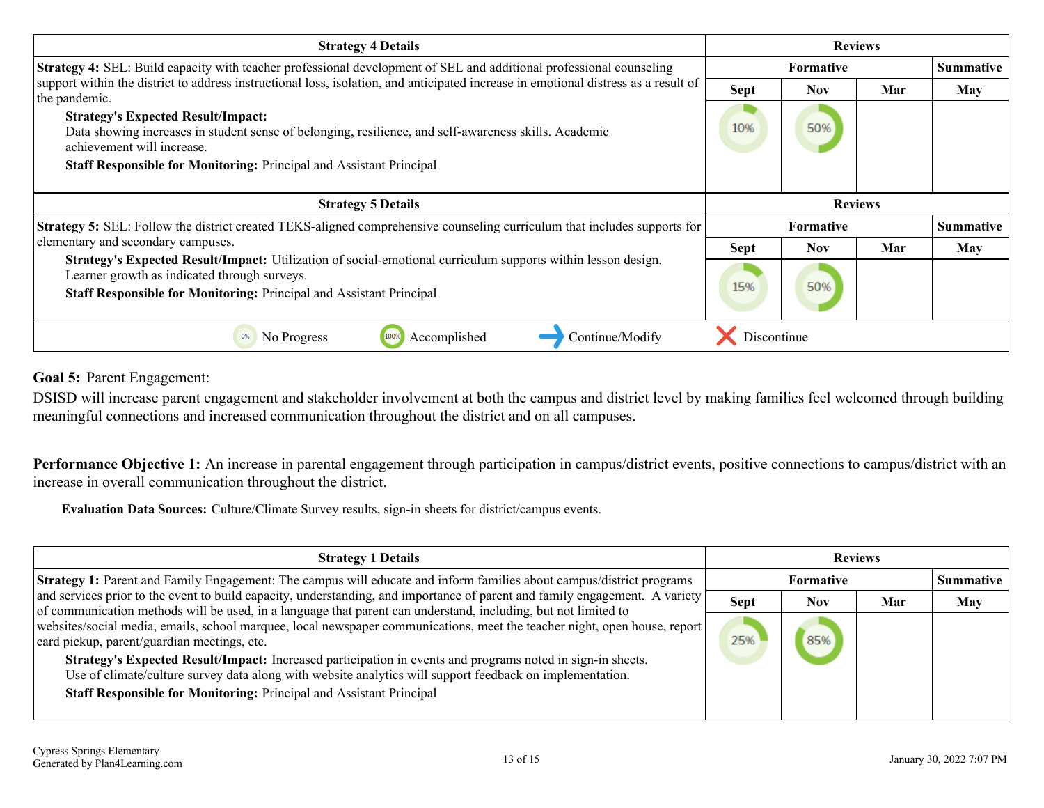| Strategy 4 Details | Reviews | | | |
|---|---|---|---|---|
| | Formative | | | Summative |
| **Strategy 4:** SEL: Build capacity with teacher professional development of SEL and additional professional counseling support within the district to address instructional loss, isolation, and anticipated increase in emotional distress as a result of the pandemic.<br>**Strategy's Expected Result/Impact:** Data showing increases in student sense of belonging, resilience, and self-awareness skills. Academic achievement will increase.<br>**Staff Responsible for Monitoring:** Principal and Assistant Principal | Sept | Nov | Mar | May |
| | 10% | 50% | | |

| Strategy 5 Details | Reviews | | | |
|---|---|---|---|---|
| | Formative | | | Summative |
| **Strategy 5:** SEL: Follow the district created TEKS-aligned comprehensive counseling curriculum that includes supports for elementary and secondary campuses.<br>**Strategy's Expected Result/Impact:** Utilization of social-emotional curriculum supports within lesson design. Learner growth as indicated through surveys.<br>**Staff Responsible for Monitoring:** Principal and Assistant Principal | Sept | Nov | Mar | May |
| | 15% | 50% | | |

0% No Progress | 100% Accomplished | → Continue/Modify | ✗ Discontinue

**Goal 5:** Parent Engagement:

DSISD will increase parent engagement and stakeholder involvement at both the campus and district level by making families feel welcomed through building meaningful connections and increased communication throughout the district and on all campuses.

**Performance Objective 1:** An increase in parental engagement through participation in campus/district events, positive connections to campus/district with an increase in overall communication throughout the district.

**Evaluation Data Sources:** Culture/Climate Survey results, sign-in sheets for district/campus events.

| Strategy 1 Details | Reviews | | | |
|---|---|---|---|---|
| | Formative | | | Summative |
| **Strategy 1:** Parent and Family Engagement: The campus will educate and inform families about campus/district programs and services prior to the event to build capacity, understanding, and importance of parent and family engagement. A variety of communication methods will be used, in a language that parent can understand, including, but not limited to websites/social media, emails, school marquee, local newspaper communications, meet the teacher night, open house, report card pickup, parent/guardian meetings, etc.<br>**Strategy's Expected Result/Impact:** Increased participation in events and programs noted in sign-in sheets. Use of climate/culture survey data along with website analytics will support feedback on implementation.<br>**Staff Responsible for Monitoring:** Principal and Assistant Principal | Sept | Nov | Mar | May |
| | 25% | 85% | | |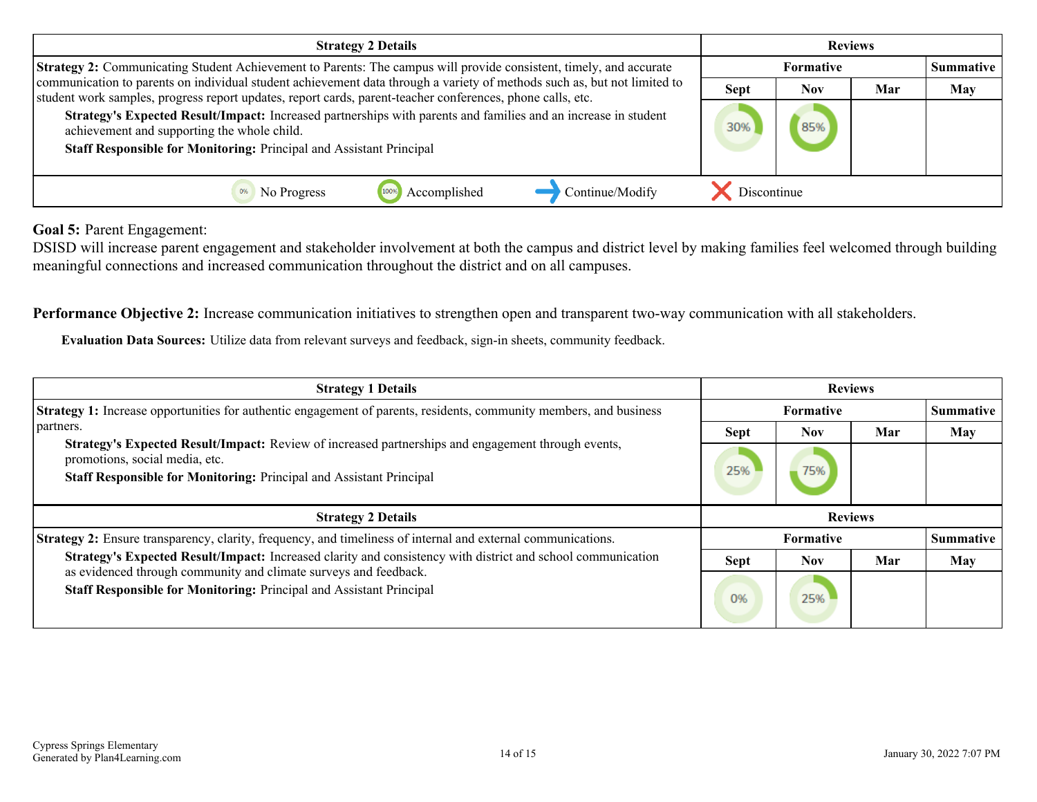| Strategy 2 Details | Reviews | | | |
|---|---|---|---|---|
| | Formative | | | Summative |
| | Sept | Nov | Mar | May |
| **Strategy 2:** Communicating Student Achievement to Parents: The campus will provide consistent, timely, and accurate communication to parents on individual student achievement data through a variety of methods such as, but not limited to student work samples, progress report updates, report cards, parent-teacher conferences, phone calls, etc. **Strategy's Expected Result/Impact:** Increased partnerships with parents and families and an increase in student achievement and supporting the whole child. **Staff Responsible for Monitoring:** Principal and Assistant Principal | 30% | 85% | | |

0% No Progress | 100% Accomplished | → Continue/Modify | ✗ Discontinue

**Goal 5:** Parent Engagement:
DSISD will increase parent engagement and stakeholder involvement at both the campus and district level by making families feel welcomed through building meaningful connections and increased communication throughout the district and on all campuses.

**Performance Objective 2:** Increase communication initiatives to strengthen open and transparent two-way communication with all stakeholders.

**Evaluation Data Sources:** Utilize data from relevant surveys and feedback, sign-in sheets, community feedback.

| Strategy 1 Details | Reviews | | | |
|---|---|---|---|---|
| | Formative | | | Summative |
| | Sept | Nov | Mar | May |
| **Strategy 1:** Increase opportunities for authentic engagement of parents, residents, community members, and business partners. **Strategy's Expected Result/Impact:** Review of increased partnerships and engagement through events, promotions, social media, etc. **Staff Responsible for Monitoring:** Principal and Assistant Principal | 25% | 75% | | |

| Strategy 2 Details | Reviews | | | |
|---|---|---|---|---|
| | Formative | | | Summative |
| | Sept | Nov | Mar | May |
| **Strategy 2:** Ensure transparency, clarity, frequency, and timeliness of internal and external communications. **Strategy's Expected Result/Impact:** Increased clarity and consistency with district and school communication as evidenced through community and climate surveys and feedback. **Staff Responsible for Monitoring:** Principal and Assistant Principal | 0% | 25% | | |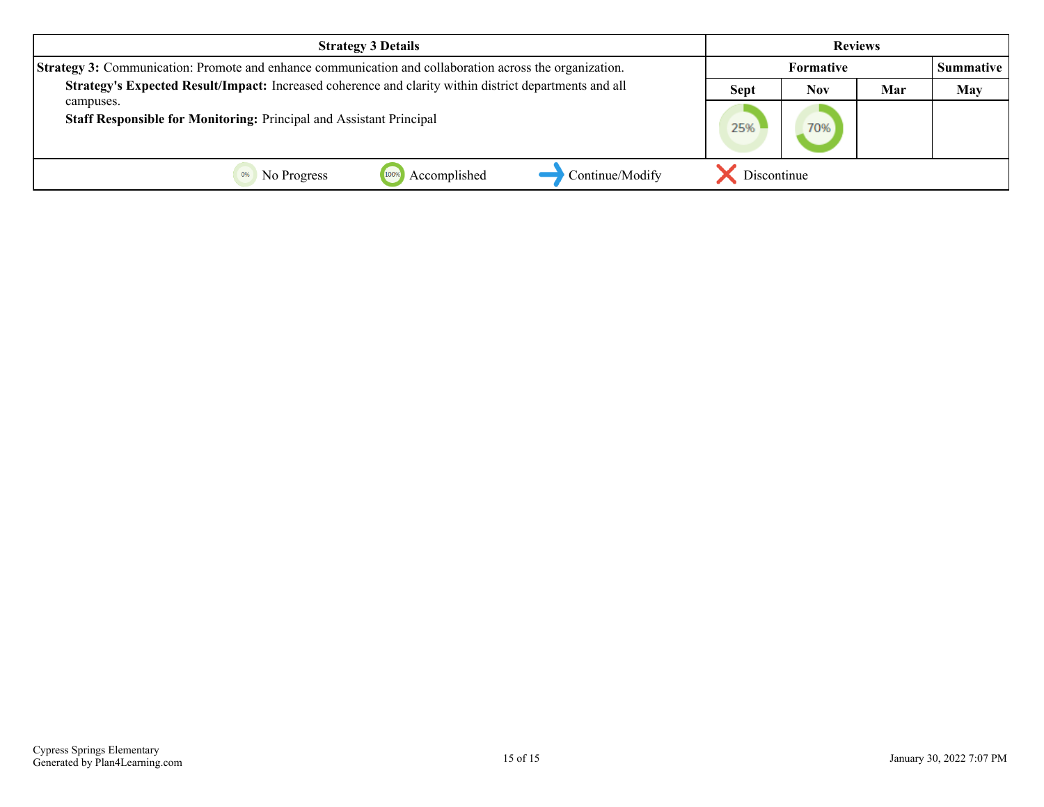| Strategy 3 Details | Reviews | | | |
|---|---|---|---|---|
| | Formative | | | Summative |
| **Strategy 3:** Communication: Promote and enhance communication and collaboration across the organization. **Strategy's Expected Result/Impact:** Increased coherence and clarity within district departments and all campuses. **Staff Responsible for Monitoring:** Principal and Assistant Principal | Sept | Nov | Mar | May |
| | 25% | 70% | | |

0% No Progress | 100% Accomplished | Continue/Modify | Discontinue